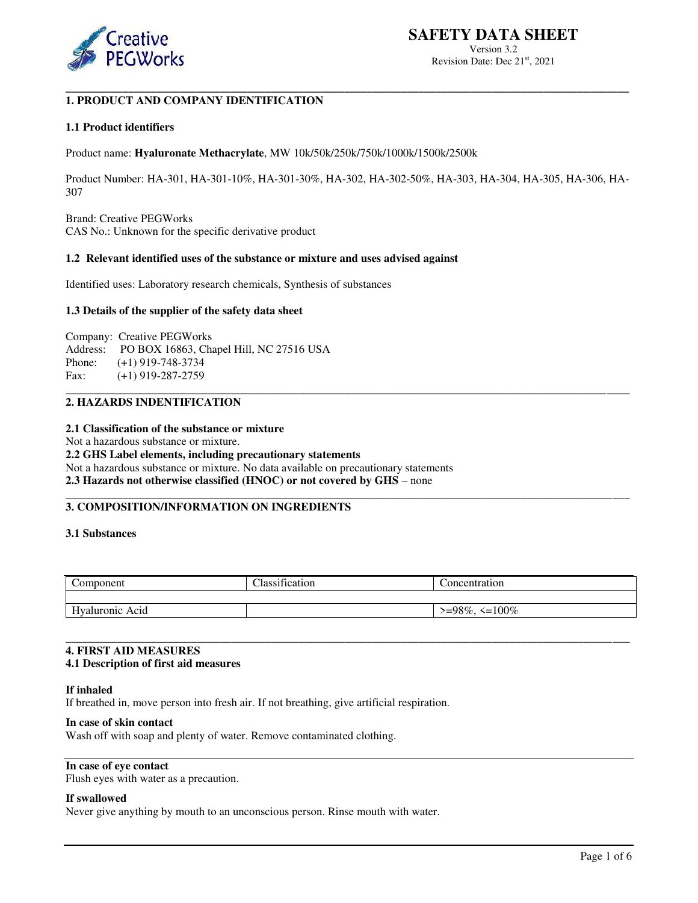# SAFETY DATA SHEET

Version 3.2
Revision Date: Dec 21st, 2021

## 1. PRODUCT AND COMPANY IDENTIFICATION

### 1.1 Product identifiers

Product name: **Hyaluronate Methacrylate**, MW 10k/50k/250k/750k/1000k/1500k/2500k

Product Number: HA-301, HA-301-10%, HA-301-30%, HA-302, HA-302-50%, HA-303, HA-304, HA-305, HA-306, HA-307

Brand: Creative PEGWorks
CAS No.: Unknown for the specific derivative product

### 1.2 Relevant identified uses of the substance or mixture and uses advised against

Identified uses: Laboratory research chemicals, Synthesis of substances

### 1.3 Details of the supplier of the safety data sheet

Company: Creative PEGWorks
Address: PO BOX 16863, Chapel Hill, NC 27516 USA
Phone: (+1) 919-748-3734
Fax: (+1) 919-287-2759

## 2. HAZARDS INDENTIFICATION

**2.1 Classification of the substance or mixture**
Not a hazardous substance or mixture.
**2.2 GHS Label elements, including precautionary statements**
Not a hazardous substance or mixture. No data available on precautionary statements
**2.3 Hazards not otherwise classified (HNOC) or not covered by GHS** – none

## 3. COMPOSITION/INFORMATION ON INGREDIENTS

### 3.1 Substances

| Component | Classification | Concentration |
|---|---|---|
| | | |
| Hyaluronic Acid | | >=98%, <=100% |

## 4. FIRST AID MEASURES

### 4.1 Description of first aid measures

**If inhaled**
If breathed in, move person into fresh air. If not breathing, give artificial respiration.

**In case of skin contact**
Wash off with soap and plenty of water. Remove contaminated clothing.

**In case of eye contact**
Flush eyes with water as a precaution.

**If swallowed**
Never give anything by mouth to an unconscious person. Rinse mouth with water.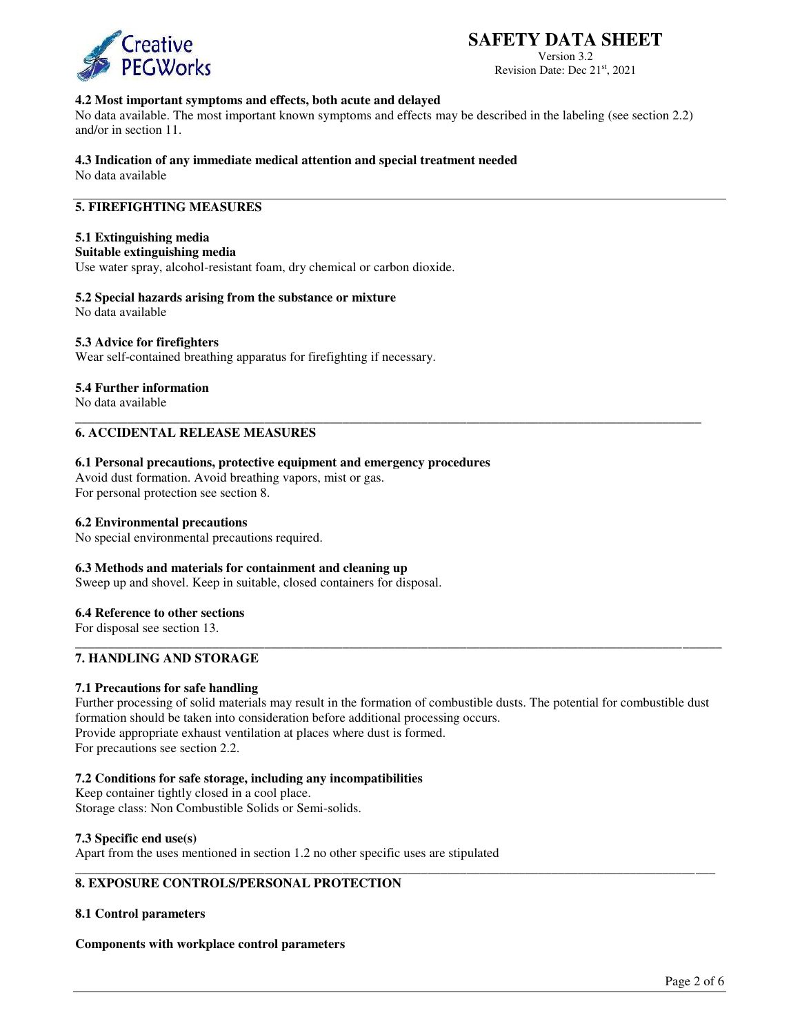### 4.2 Most important symptoms and effects, both acute and delayed

No data available. The most important known symptoms and effects may be described in the labeling (see section 2.2) and/or in section 11.

### 4.3 Indication of any immediate medical attention and special treatment needed

No data available

## 5. FIREFIGHTING MEASURES

### 5.1 Extinguishing media

**Suitable extinguishing media**

Use water spray, alcohol-resistant foam, dry chemical or carbon dioxide.

### 5.2 Special hazards arising from the substance or mixture

No data available

### 5.3 Advice for firefighters

Wear self-contained breathing apparatus for firefighting if necessary.

### 5.4 Further information

No data available

## 6. ACCIDENTAL RELEASE MEASURES

### 6.1 Personal precautions, protective equipment and emergency procedures

Avoid dust formation. Avoid breathing vapors, mist or gas.
For personal protection see section 8.

### 6.2 Environmental precautions

No special environmental precautions required.

### 6.3 Methods and materials for containment and cleaning up

Sweep up and shovel. Keep in suitable, closed containers for disposal.

### 6.4 Reference to other sections

For disposal see section 13.

## 7. HANDLING AND STORAGE

### 7.1 Precautions for safe handling

Further processing of solid materials may result in the formation of combustible dusts. The potential for combustible dust formation should be taken into consideration before additional processing occurs.
Provide appropriate exhaust ventilation at places where dust is formed.
For precautions see section 2.2.

### 7.2 Conditions for safe storage, including any incompatibilities

Keep container tightly closed in a cool place.
Storage class: Non Combustible Solids or Semi-solids.

### 7.3 Specific end use(s)

Apart from the uses mentioned in section 1.2 no other specific uses are stipulated

## 8. EXPOSURE CONTROLS/PERSONAL PROTECTION

### 8.1 Control parameters

**Components with workplace control parameters**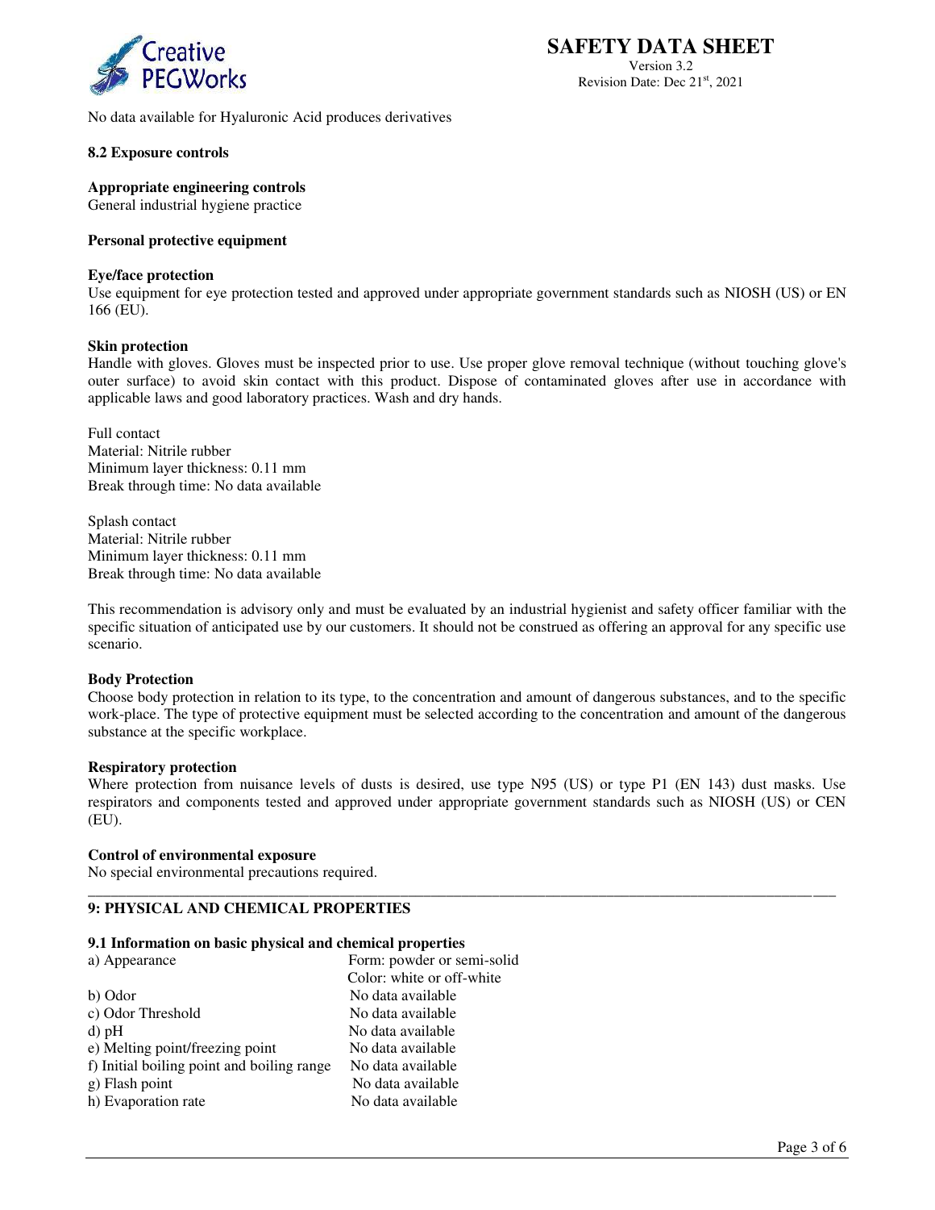No data available for Hyaluronic Acid produces derivatives

**8.2 Exposure controls**

**Appropriate engineering controls**
General industrial hygiene practice

**Personal protective equipment**

**Eye/face protection**
Use equipment for eye protection tested and approved under appropriate government standards such as NIOSH (US) or EN 166 (EU).

**Skin protection**
Handle with gloves. Gloves must be inspected prior to use. Use proper glove removal technique (without touching glove's outer surface) to avoid skin contact with this product. Dispose of contaminated gloves after use in accordance with applicable laws and good laboratory practices. Wash and dry hands.

Full contact
Material: Nitrile rubber
Minimum layer thickness: 0.11 mm
Break through time: No data available

Splash contact
Material: Nitrile rubber
Minimum layer thickness: 0.11 mm
Break through time: No data available

This recommendation is advisory only and must be evaluated by an industrial hygienist and safety officer familiar with the specific situation of anticipated use by our customers. It should not be construed as offering an approval for any specific use scenario.

**Body Protection**
Choose body protection in relation to its type, to the concentration and amount of dangerous substances, and to the specific work-place. The type of protective equipment must be selected according to the concentration and amount of the dangerous substance at the specific workplace.

**Respiratory protection**
Where protection from nuisance levels of dusts is desired, use type N95 (US) or type P1 (EN 143) dust masks. Use respirators and components tested and approved under appropriate government standards such as NIOSH (US) or CEN (EU).

**Control of environmental exposure**
No special environmental precautions required.

## 9: PHYSICAL AND CHEMICAL PROPERTIES

**9.1 Information on basic physical and chemical properties**

| | |
|---|---|
| a) Appearance | Form: powder or semi-solid<br>Color: white or off-white |
| b) Odor | No data available |
| c) Odor Threshold | No data available |
| d) pH | No data available |
| e) Melting point/freezing point | No data available |
| f) Initial boiling point and boiling range | No data available |
| g) Flash point | No data available |
| h) Evaporation rate | No data available |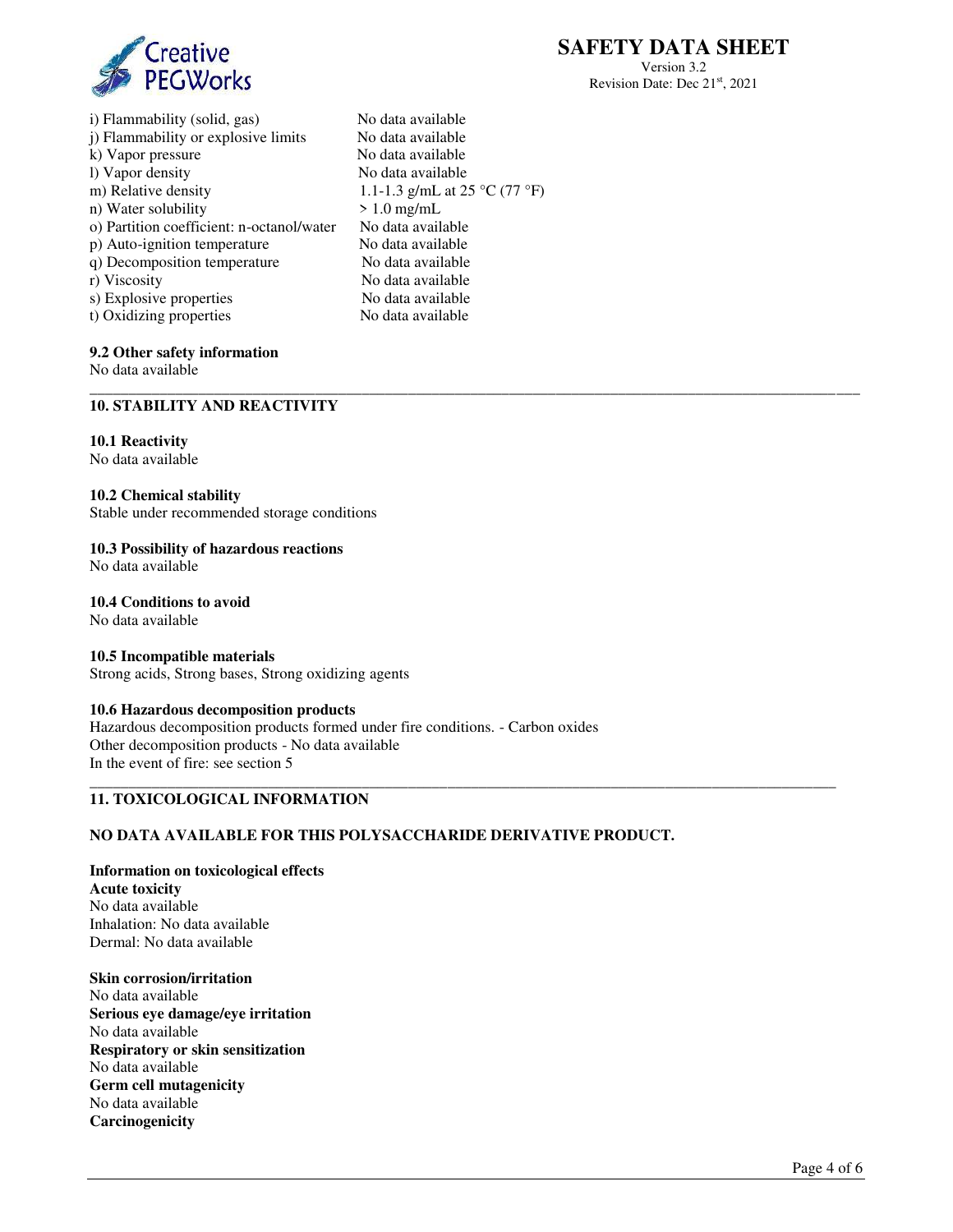i) Flammability (solid, gas) No data available
j) Flammability or explosive limits No data available
k) Vapor pressure No data available
l) Vapor density No data available
m) Relative density 1.1-1.3 g/mL at 25 °C (77 °F)
n) Water solubility > 1.0 mg/mL
o) Partition coefficient: n-octanol/water No data available
p) Auto-ignition temperature No data available
q) Decomposition temperature No data available
r) Viscosity No data available
s) Explosive properties No data available
t) Oxidizing properties No data available

**9.2 Other safety information**
No data available

## 10. STABILITY AND REACTIVITY

**10.1 Reactivity**
No data available

**10.2 Chemical stability**
Stable under recommended storage conditions

**10.3 Possibility of hazardous reactions**
No data available

**10.4 Conditions to avoid**
No data available

**10.5 Incompatible materials**
Strong acids, Strong bases, Strong oxidizing agents

**10.6 Hazardous decomposition products**
Hazardous decomposition products formed under fire conditions. - Carbon oxides
Other decomposition products - No data available
In the event of fire: see section 5

## 11. TOXICOLOGICAL INFORMATION

**NO DATA AVAILABLE FOR THIS POLYSACCHARIDE DERIVATIVE PRODUCT.**

**Information on toxicological effects**
**Acute toxicity**
No data available
Inhalation: No data available
Dermal: No data available

**Skin corrosion/irritation**
No data available
**Serious eye damage/eye irritation**
No data available
**Respiratory or skin sensitization**
No data available
**Germ cell mutagenicity**
No data available
**Carcinogenicity**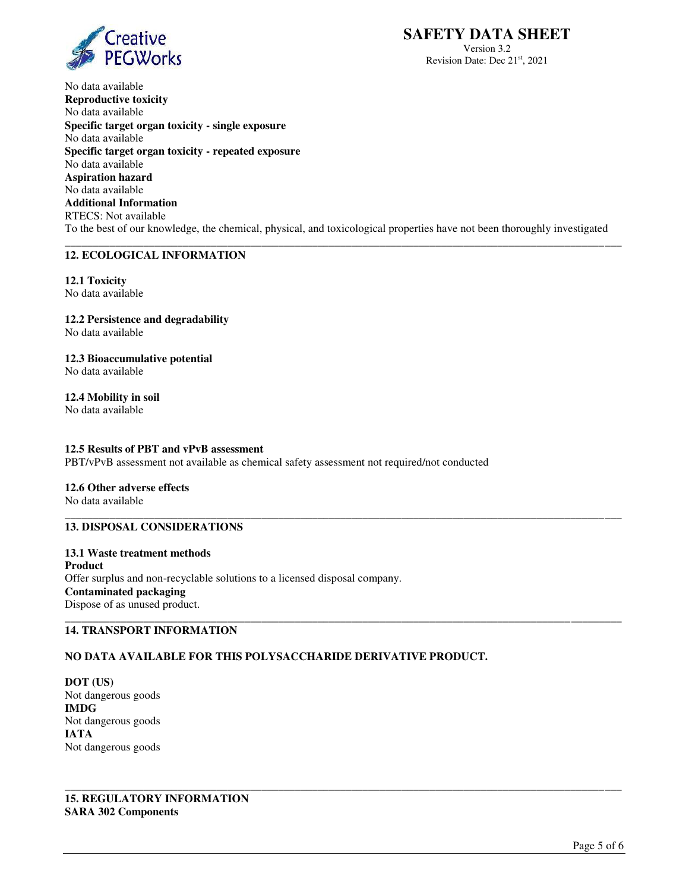No data available

**Reproductive toxicity**
No data available

**Specific target organ toxicity - single exposure**
No data available

**Specific target organ toxicity - repeated exposure**
No data available

**Aspiration hazard**
No data available

**Additional Information**
RTECS: Not available
To the best of our knowledge, the chemical, physical, and toxicological properties have not been thoroughly investigated

## 12. ECOLOGICAL INFORMATION

**12.1 Toxicity**
No data available

**12.2 Persistence and degradability**
No data available

**12.3 Bioaccumulative potential**
No data available

**12.4 Mobility in soil**
No data available

**12.5 Results of PBT and vPvB assessment**
PBT/vPvB assessment not available as chemical safety assessment not required/not conducted

**12.6 Other adverse effects**
No data available

## 13. DISPOSAL CONSIDERATIONS

**13.1 Waste treatment methods**

**Product**
Offer surplus and non-recyclable solutions to a licensed disposal company.

**Contaminated packaging**
Dispose of as unused product.

## 14. TRANSPORT INFORMATION

**NO DATA AVAILABLE FOR THIS POLYSACCHARIDE DERIVATIVE PRODUCT.**

**DOT (US)**
Not dangerous goods

**IMDG**
Not dangerous goods

**IATA**
Not dangerous goods

## 15. REGULATORY INFORMATION

**SARA 302 Components**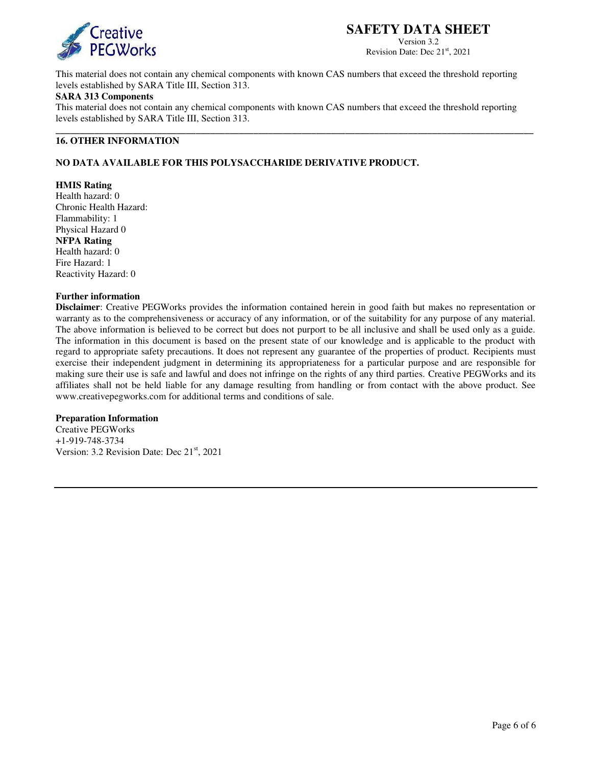This material does not contain any chemical components with known CAS numbers that exceed the threshold reporting levels established by SARA Title III, Section 313.

**SARA 313 Components**

This material does not contain any chemical components with known CAS numbers that exceed the threshold reporting levels established by SARA Title III, Section 313.

## 16. OTHER INFORMATION

**NO DATA AVAILABLE FOR THIS POLYSACCHARIDE DERIVATIVE PRODUCT.**

**HMIS Rating**

Health hazard: 0
Chronic Health Hazard:
Flammability: 1
Physical Hazard 0

**NFPA Rating**

Health hazard: 0
Fire Hazard: 1
Reactivity Hazard: 0

**Further information**

**Disclaimer**: Creative PEGWorks provides the information contained herein in good faith but makes no representation or warranty as to the comprehensiveness or accuracy of any information, or of the suitability for any purpose of any material. The above information is believed to be correct but does not purport to be all inclusive and shall be used only as a guide. The information in this document is based on the present state of our knowledge and is applicable to the product with regard to appropriate safety precautions. It does not represent any guarantee of the properties of product. Recipients must exercise their independent judgment in determining its appropriateness for a particular purpose and are responsible for making sure their use is safe and lawful and does not infringe on the rights of any third parties. Creative PEGWorks and its affiliates shall not be held liable for any damage resulting from handling or from contact with the above product. See www.creativepegworks.com for additional terms and conditions of sale.

**Preparation Information**

Creative PEGWorks
+1-919-748-3734
Version: 3.2 Revision Date: Dec 21st, 2021